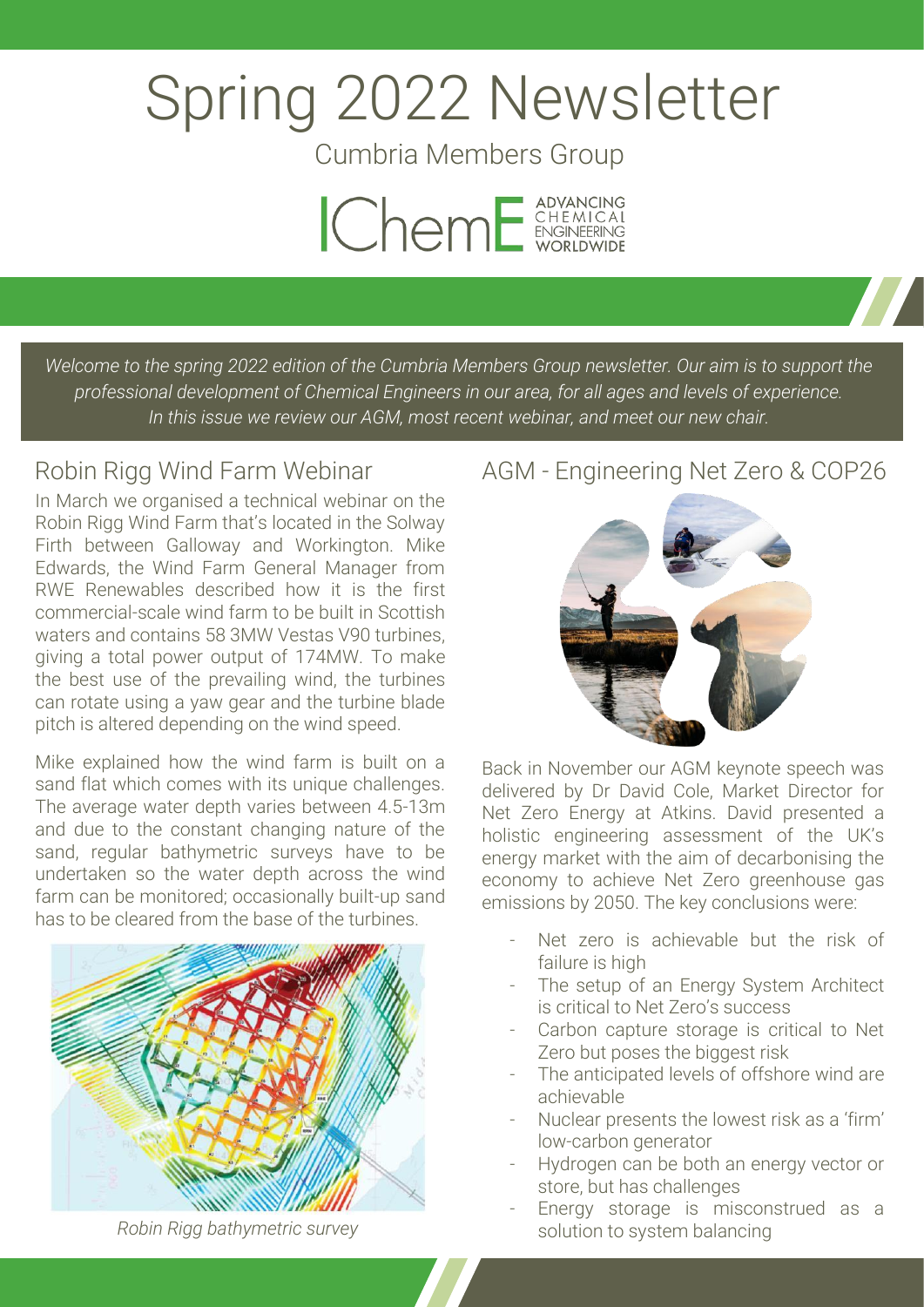# Spring 2022 Newsletter

Cumbria Members Group

IChemE ADVANCING CHEMICAL ENGINEERING WORLDWIDE

*Welcome to the spring 2022 edition of the Cumbria Members Group newsletter. Our aim is to support the professional development of Chemical Engineers in our area, for all ages and levels of experience. In this issue we review our AGM, most recent webinar, and meet our new chair.*

## Robin Rigg Wind Farm Webinar

In March we organised a technical webinar on the Robin Rigg Wind Farm that's located in the Solway Firth between Galloway and Workington. Mike Edwards, the Wind Farm General Manager from RWE Renewables described how it is the first commercial-scale wind farm to be built in Scottish waters and contains 58 3MW Vestas V90 turbines, giving a total power output of 174MW. To make the best use of the prevailing wind, the turbines can rotate using a yaw gear and the turbine blade pitch is altered depending on the wind speed.

Mike explained how the wind farm is built on a sand flat which comes with its unique challenges. The average water depth varies between 4.5-13m and due to the constant changing nature of the sand, regular bathymetric surveys have to be undertaken so the water depth across the wind farm can be monitored; occasionally built-up sand has to be cleared from the base of the turbines.

*Robin Rigg bathymetric survey*

## AGM - Engineering Net Zero & COP26

Back in November our AGM keynote speech was delivered by Dr David Cole, Market Director for Net Zero Energy at Atkins. David presented a holistic engineering assessment of the UK's energy market with the aim of decarbonising the economy to achieve Net Zero greenhouse gas emissions by 2050. The key conclusions were:

- Net zero is achievable but the risk of failure is high
- The setup of an Energy System Architect is critical to Net Zero's success
- Carbon capture storage is critical to Net Zero but poses the biggest risk
- The anticipated levels of offshore wind are achievable
- Nuclear presents the lowest risk as a 'firm' low-carbon generator
- Hydrogen can be both an energy vector or store, but has challenges
- Energy storage is misconstrued as a solution to system balancing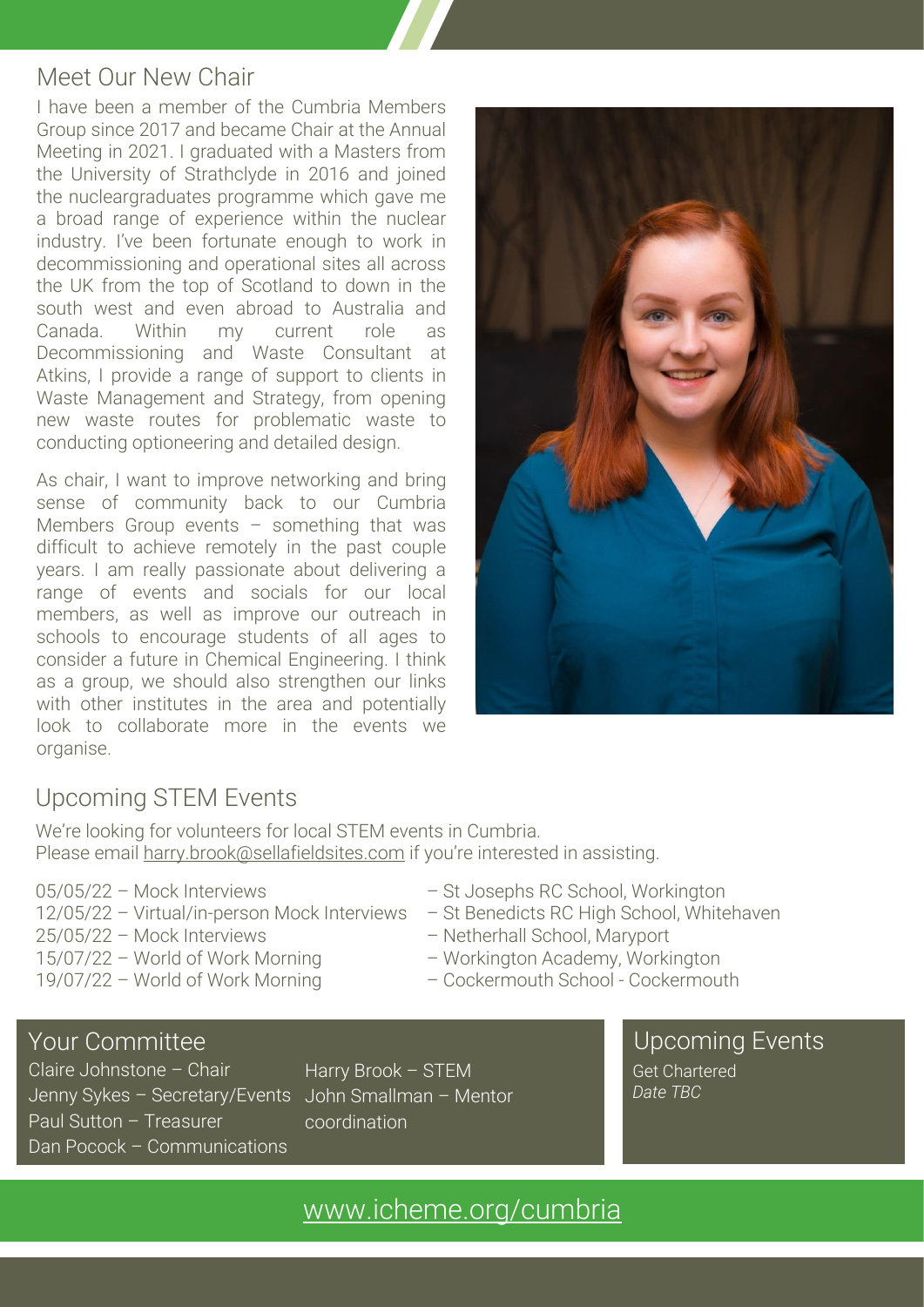## Meet Our New Chair

I have been a member of the Cumbria Members Group since 2017 and became Chair at the Annual Meeting in 2021. I graduated with a Masters from the University of Strathclyde in 2016 and joined the nucleargraduates programme which gave me a broad range of experience within the nuclear industry. I've been fortunate enough to work in decommissioning and operational sites all across the UK from the top of Scotland to down in the south west and even abroad to Australia and Canada. Within my current role as Decommissioning and Waste Consultant at Atkins, I provide a range of support to clients in Waste Management and Strategy, from opening new waste routes for problematic waste to conducting optioneering and detailed design.

As chair, I want to improve networking and bring sense of community back to our Cumbria Members Group events – something that was difficult to achieve remotely in the past couple years. I am really passionate about delivering a range of events and socials for our local members, as well as improve our outreach in schools to encourage students of all ages to consider a future in Chemical Engineering. I think as a group, we should also strengthen our links with other institutes in the area and potentially look to collaborate more in the events we organise.

## Upcoming STEM Events

We're looking for volunteers for local STEM events in Cumbria.
Please email harry.brook@sellafieldsites.com if you're interested in assisting.

- 05/05/22 – Mock Interviews – St Josephs RC School, Workington
- 12/05/22 – Virtual/in-person Mock Interviews – St Benedicts RC High School, Whitehaven
- 25/05/22 – Mock Interviews – Netherhall School, Maryport
- 15/07/22 – World of Work Morning – Workington Academy, Workington
- 19/07/22 – World of Work Morning – Cockermouth School - Cockermouth

## Your Committee

Claire Johnstone – Chair
Jenny Sykes – Secretary/Events
Paul Sutton – Treasurer
Dan Pocock – Communications
Harry Brook – STEM
John Smallman – Mentor coordination

## Upcoming Events

Get Chartered
*Date TBC*

www.icheme.org/cumbria